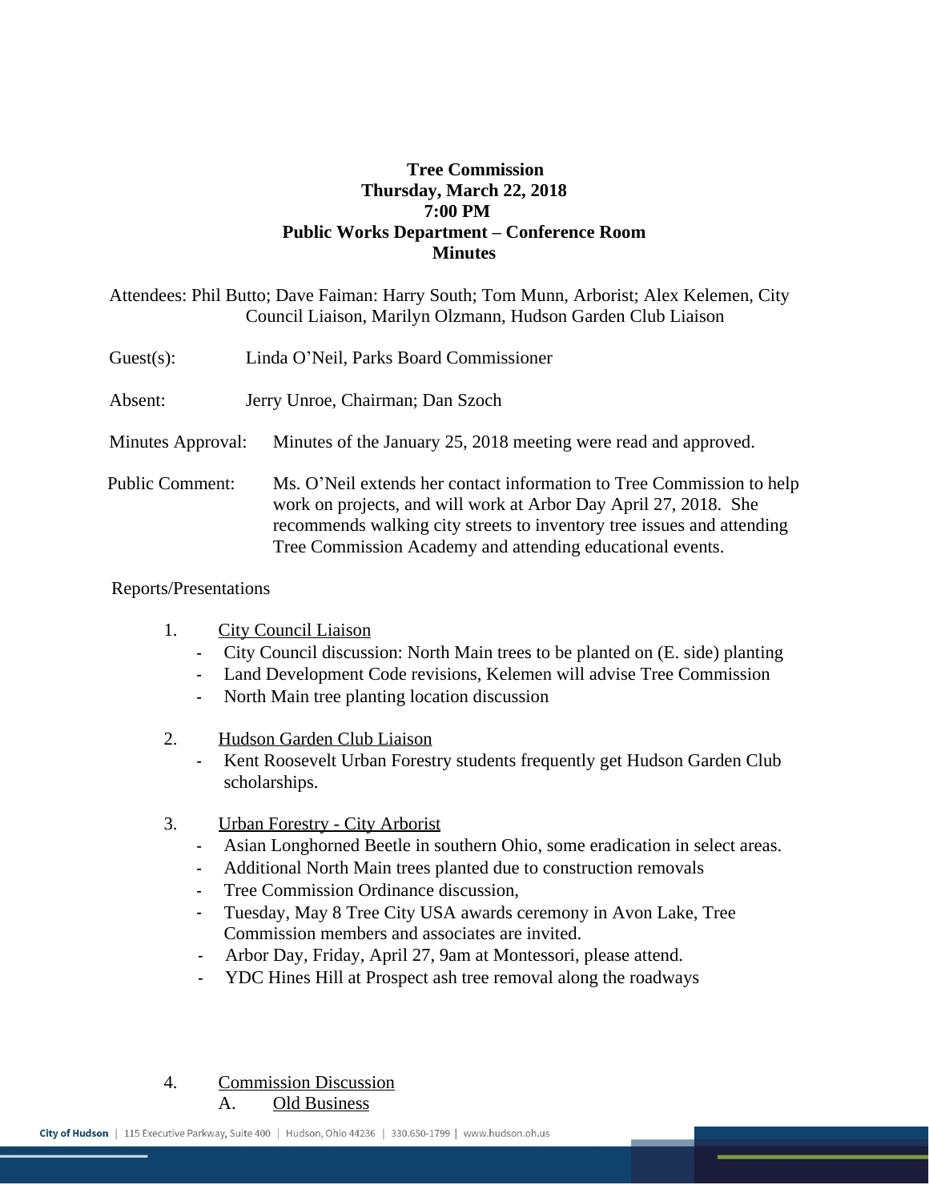**Tree Commission**
**Thursday, March 22, 2018**
**7:00 PM**
**Public Works Department – Conference Room**
**Minutes**

Attendees: Phil Butto; Dave Faiman: Harry South; Tom Munn, Arborist; Alex Kelemen, City Council Liaison, Marilyn Olzmann, Hudson Garden Club Liaison

Guest(s): Linda O'Neil, Parks Board Commissioner

Absent: Jerry Unroe, Chairman; Dan Szoch

Minutes Approval: Minutes of the January 25, 2018 meeting were read and approved.

Public Comment: Ms. O'Neil extends her contact information to Tree Commission to help work on projects, and will work at Arbor Day April 27, 2018. She recommends walking city streets to inventory tree issues and attending Tree Commission Academy and attending educational events.

Reports/Presentations

1. City Council Liaison
   - City Council discussion: North Main trees to be planted on (E. side) planting
   - Land Development Code revisions, Kelemen will advise Tree Commission
   - North Main tree planting location discussion

2. Hudson Garden Club Liaison
   - Kent Roosevelt Urban Forestry students frequently get Hudson Garden Club scholarships.

3. Urban Forestry - City Arborist
   - Asian Longhorned Beetle in southern Ohio, some eradication in select areas.
   - Additional North Main trees planted due to construction removals
   - Tree Commission Ordinance discussion,
   - Tuesday, May 8 Tree City USA awards ceremony in Avon Lake, Tree Commission members and associates are invited.
   - Arbor Day, Friday, April 27, 9am at Montessori, please attend.
   - YDC Hines Hill at Prospect ash tree removal along the roadways

4. Commission Discussion
   A. Old Business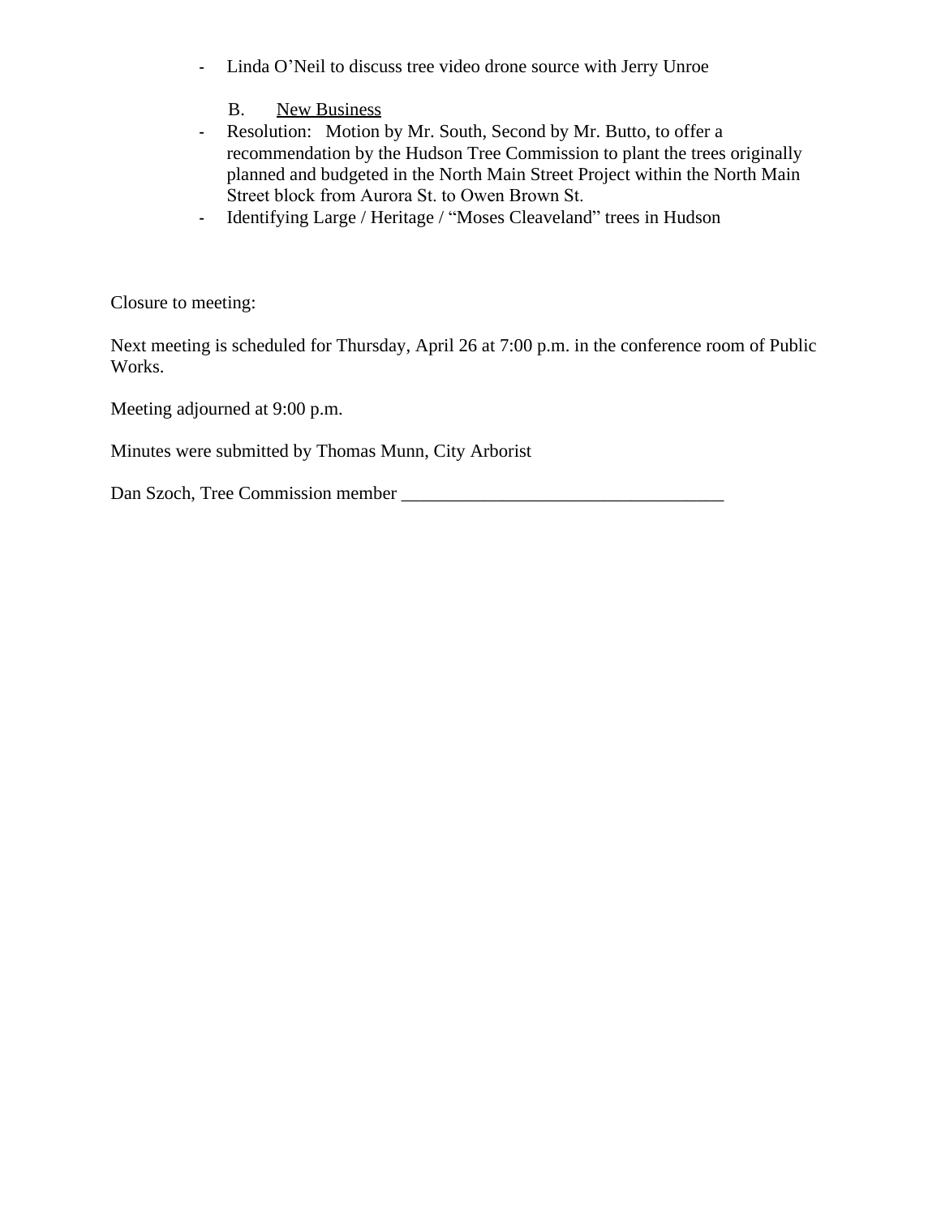- Linda O'Neil to discuss tree video drone source with Jerry Unroe

B. <u>New Business</u>

- Resolution: Motion by Mr. South, Second by Mr. Butto, to offer a recommendation by the Hudson Tree Commission to plant the trees originally planned and budgeted in the North Main Street Project within the North Main Street block from Aurora St. to Owen Brown St.
- Identifying Large / Heritage / "Moses Cleaveland" trees in Hudson

Closure to meeting:

Next meeting is scheduled for Thursday, April 26 at 7:00 p.m. in the conference room of Public Works.

Meeting adjourned at 9:00 p.m.

Minutes were submitted by Thomas Munn, City Arborist

Dan Szoch, Tree Commission member ___________________________________